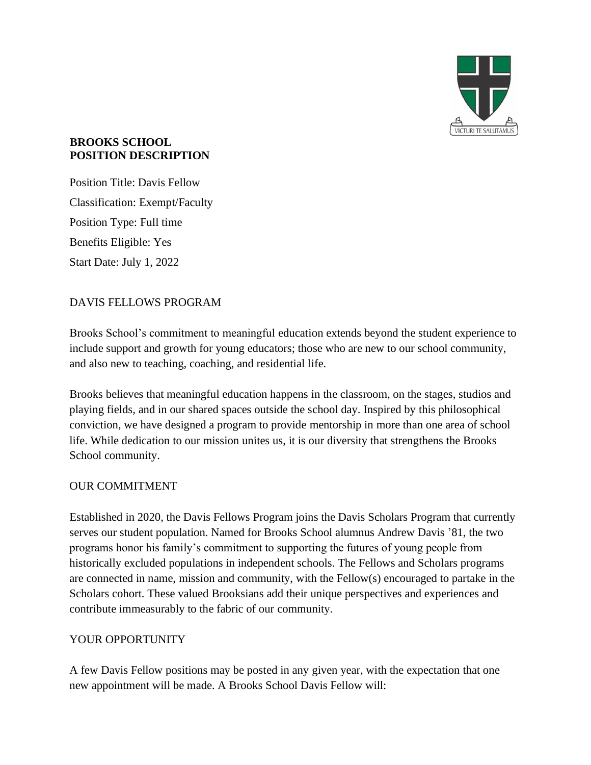**BROOKS SCHOOL**
**POSITION DESCRIPTION**

Position Title: Davis Fellow

Classification: Exempt/Faculty

Position Type: Full time

Benefits Eligible: Yes

Start Date: July 1, 2022

## DAVIS FELLOWS PROGRAM

Brooks School's commitment to meaningful education extends beyond the student experience to include support and growth for young educators; those who are new to our school community, and also new to teaching, coaching, and residential life.

Brooks believes that meaningful education happens in the classroom, on the stages, studios and playing fields, and in our shared spaces outside the school day. Inspired by this philosophical conviction, we have designed a program to provide mentorship in more than one area of school life. While dedication to our mission unites us, it is our diversity that strengthens the Brooks School community.

## OUR COMMITMENT

Established in 2020, the Davis Fellows Program joins the Davis Scholars Program that currently serves our student population. Named for Brooks School alumnus Andrew Davis '81, the two programs honor his family's commitment to supporting the futures of young people from historically excluded populations in independent schools. The Fellows and Scholars programs are connected in name, mission and community, with the Fellow(s) encouraged to partake in the Scholars cohort. These valued Brooksians add their unique perspectives and experiences and contribute immeasurably to the fabric of our community.

## YOUR OPPORTUNITY

A few Davis Fellow positions may be posted in any given year, with the expectation that one new appointment will be made. A Brooks School Davis Fellow will: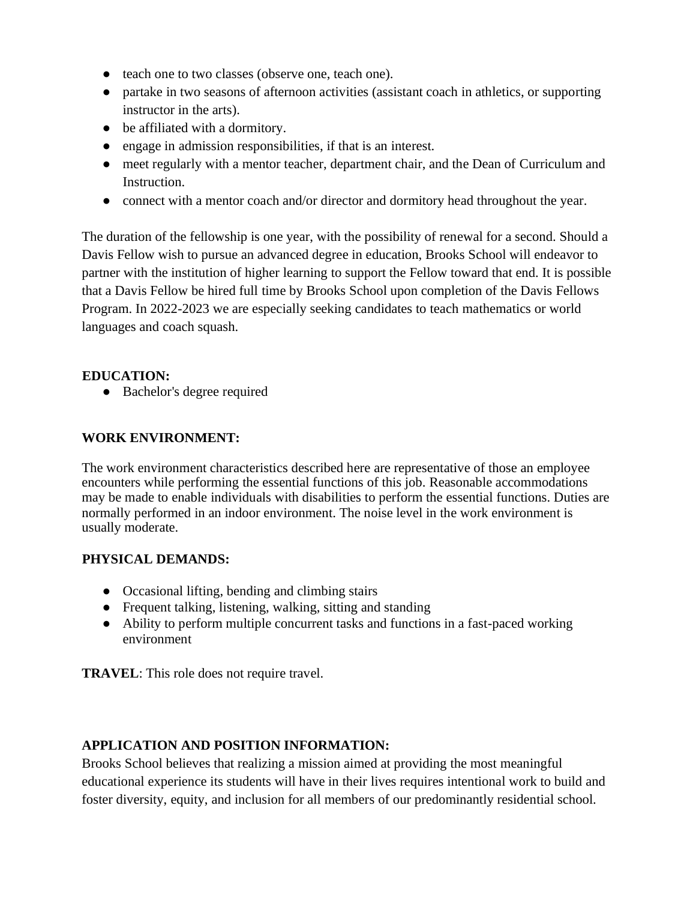- teach one to two classes (observe one, teach one).
- partake in two seasons of afternoon activities (assistant coach in athletics, or supporting instructor in the arts).
- be affiliated with a dormitory.
- engage in admission responsibilities, if that is an interest.
- meet regularly with a mentor teacher, department chair, and the Dean of Curriculum and Instruction.
- connect with a mentor coach and/or director and dormitory head throughout the year.

The duration of the fellowship is one year, with the possibility of renewal for a second. Should a Davis Fellow wish to pursue an advanced degree in education, Brooks School will endeavor to partner with the institution of higher learning to support the Fellow toward that end. It is possible that a Davis Fellow be hired full time by Brooks School upon completion of the Davis Fellows Program. In 2022-2023 we are especially seeking candidates to teach mathematics or world languages and coach squash.

**EDUCATION:**

- Bachelor's degree required

**WORK ENVIRONMENT:**

The work environment characteristics described here are representative of those an employee encounters while performing the essential functions of this job. Reasonable accommodations may be made to enable individuals with disabilities to perform the essential functions. Duties are normally performed in an indoor environment. The noise level in the work environment is usually moderate.

**PHYSICAL DEMANDS:**

- Occasional lifting, bending and climbing stairs
- Frequent talking, listening, walking, sitting and standing
- Ability to perform multiple concurrent tasks and functions in a fast-paced working environment

**TRAVEL**: This role does not require travel.

**APPLICATION AND POSITION INFORMATION:**

Brooks School believes that realizing a mission aimed at providing the most meaningful educational experience its students will have in their lives requires intentional work to build and foster diversity, equity, and inclusion for all members of our predominantly residential school.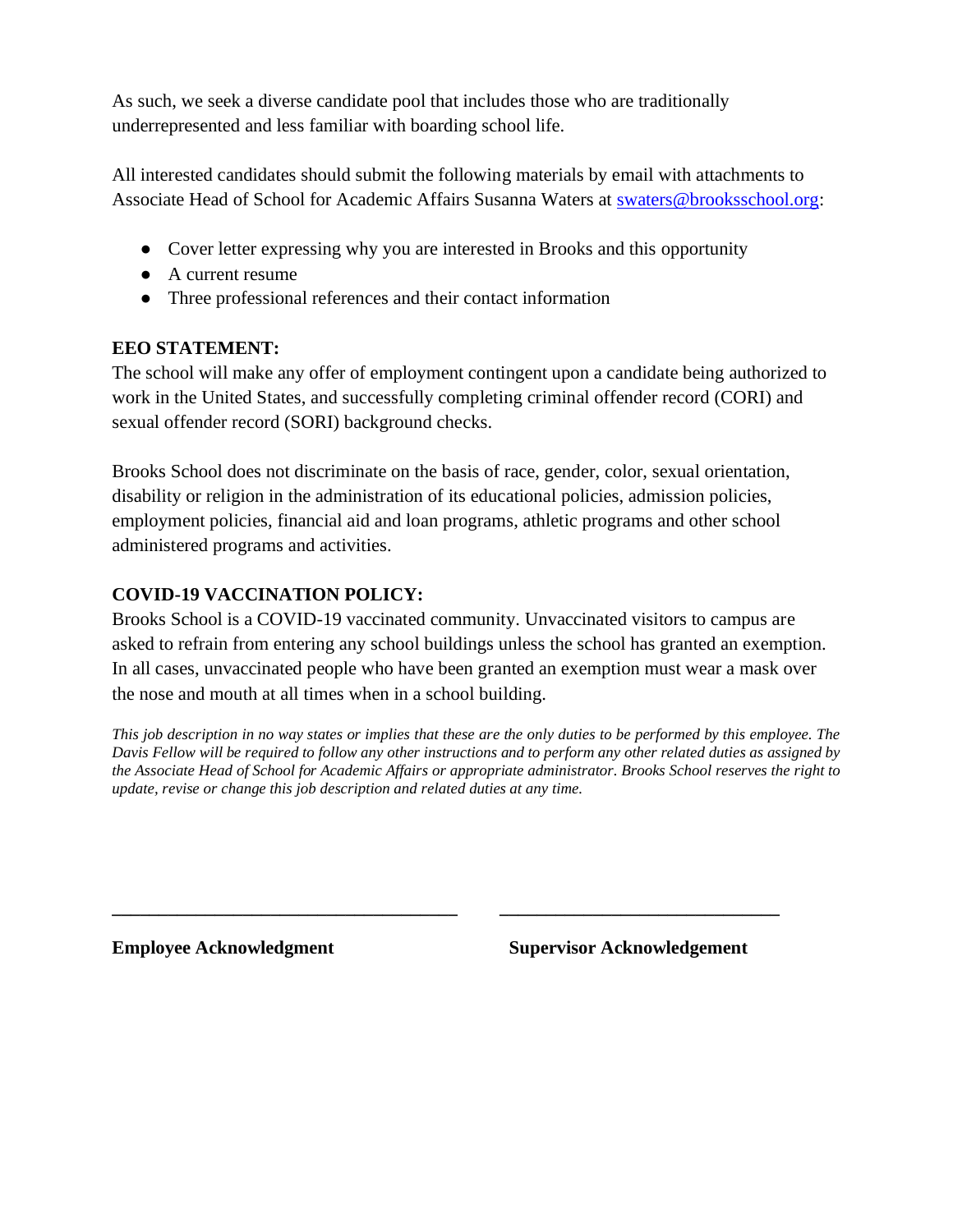As such, we seek a diverse candidate pool that includes those who are traditionally underrepresented and less familiar with boarding school life.

All interested candidates should submit the following materials by email with attachments to Associate Head of School for Academic Affairs Susanna Waters at [swaters@brooksschool.org](mailto:swaters@brooksschool.org):

- Cover letter expressing why you are interested in Brooks and this opportunity
- A current resume
- Three professional references and their contact information

**EEO STATEMENT:**
The school will make any offer of employment contingent upon a candidate being authorized to work in the United States, and successfully completing criminal offender record (CORI) and sexual offender record (SORI) background checks.

Brooks School does not discriminate on the basis of race, gender, color, sexual orientation, disability or religion in the administration of its educational policies, admission policies, employment policies, financial aid and loan programs, athletic programs and other school administered programs and activities.

**COVID-19 VACCINATION POLICY:**
Brooks School is a COVID-19 vaccinated community. Unvaccinated visitors to campus are asked to refrain from entering any school buildings unless the school has granted an exemption. In all cases, unvaccinated people who have been granted an exemption must wear a mask over the nose and mouth at all times when in a school building.

*This job description in no way states or implies that these are the only duties to be performed by this employee. The Davis Fellow will be required to follow any other instructions and to perform any other related duties as assigned by the Associate Head of School for Academic Affairs or appropriate administrator. Brooks School reserves the right to update, revise or change this job description and related duties at any time.*

\_\_\_\_\_\_\_\_\_\_\_\_\_\_\_\_\_\_\_\_\_\_\_\_\_\_\_\_\_\_\_\_\_\_\_\_ \_\_\_\_\_\_\_\_\_\_\_\_\_\_\_\_\_\_\_\_\_\_\_\_\_\_\_\_\_\_\_

**Employee Acknowledgment** **Supervisor Acknowledgement**